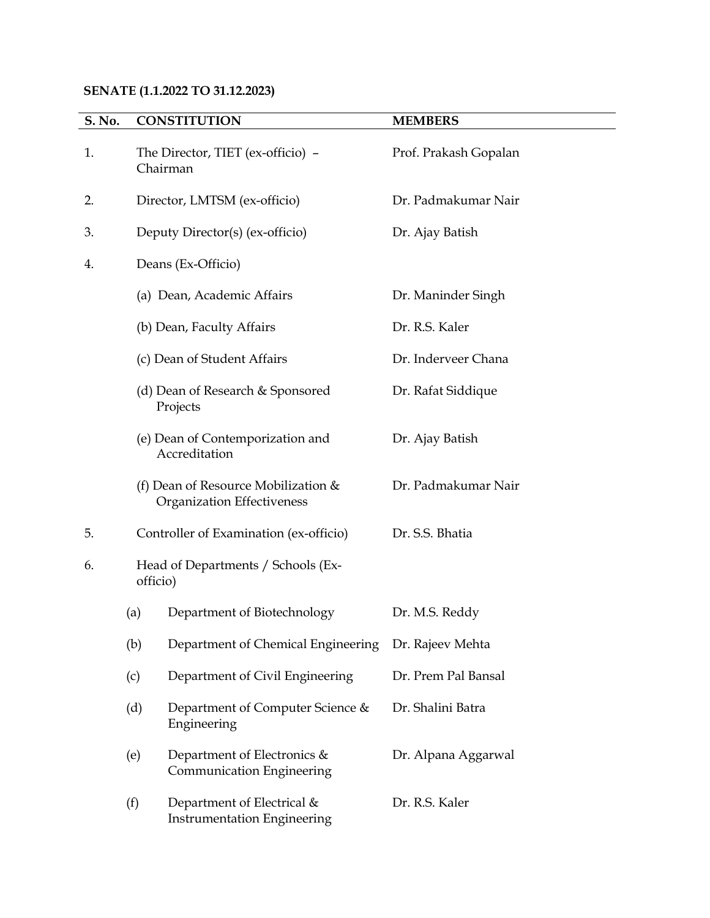**SENATE (1.1.2022 TO 31.12.2023)**

| S. No. | CONSTITUTION | MEMBERS |
|---|---|---|
| 1. | The Director, TIET (ex-officio) – Chairman | Prof. Prakash Gopalan |
| 2. | Director, LMTSM (ex-officio) | Dr. Padmakumar Nair |
| 3. | Deputy Director(s) (ex-officio) | Dr. Ajay Batish |
| 4. | Deans (Ex-Officio) | |
| | (a) Dean, Academic Affairs | Dr. Maninder Singh |
| | (b) Dean, Faculty Affairs | Dr. R.S. Kaler |
| | (c) Dean of Student Affairs | Dr. Inderveer Chana |
| | (d) Dean of Research & Sponsored Projects | Dr. Rafat Siddique |
| | (e) Dean of Contemporization and Accreditation | Dr. Ajay Batish |
| | (f) Dean of Resource Mobilization & Organization Effectiveness | Dr. Padmakumar Nair |
| 5. | Controller of Examination (ex-officio) | Dr. S.S. Bhatia |
| 6. | Head of Departments / Schools (Ex-officio) | |
| | (a) Department of Biotechnology | Dr. M.S. Reddy |
| | (b) Department of Chemical Engineering | Dr. Rajeev Mehta |
| | (c) Department of Civil Engineering | Dr. Prem Pal Bansal |
| | (d) Department of Computer Science & Engineering | Dr. Shalini Batra |
| | (e) Department of Electronics & Communication Engineering | Dr. Alpana Aggarwal |
| | (f) Department of Electrical & Instrumentation Engineering | Dr. R.S. Kaler |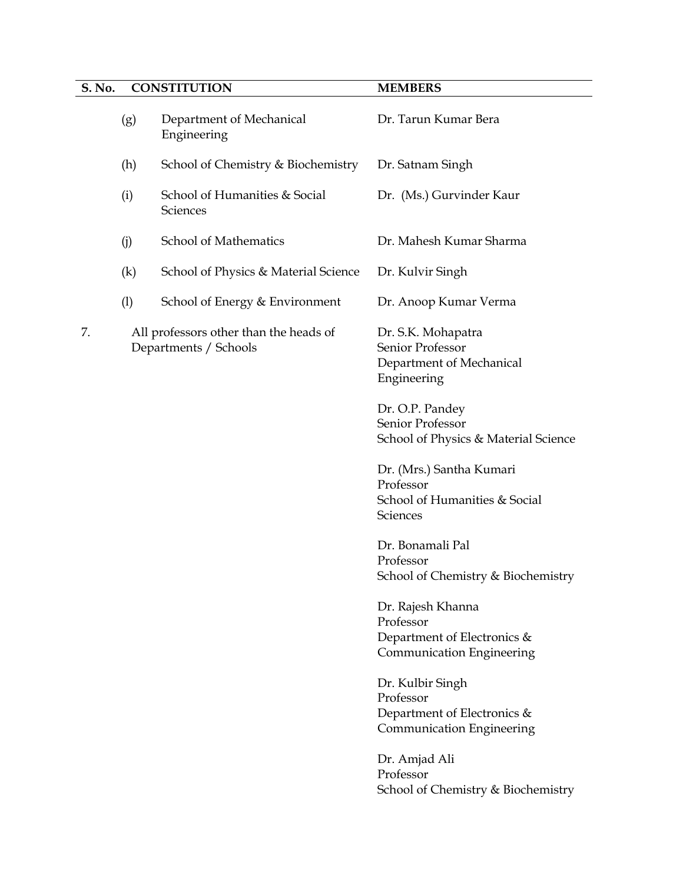| S. No. | CONSTITUTION | MEMBERS |
|---|---|---|
| | (g) Department of Mechanical Engineering | Dr. Tarun Kumar Bera |
| | (h) School of Chemistry & Biochemistry | Dr. Satnam Singh |
| | (i) School of Humanities & Social Sciences | Dr. (Ms.) Gurvinder Kaur |
| | (j) School of Mathematics | Dr. Mahesh Kumar Sharma |
| | (k) School of Physics & Material Science | Dr. Kulvir Singh |
| | (l) School of Energy & Environment | Dr. Anoop Kumar Verma |
| 7. | All professors other than the heads of Departments / Schools | Dr. S.K. Mohapatra<br>Senior Professor<br>Department of Mechanical Engineering |
| | | Dr. O.P. Pandey<br>Senior Professor<br>School of Physics & Material Science |
| | | Dr. (Mrs.) Santha Kumari<br>Professor<br>School of Humanities & Social Sciences |
| | | Dr. Bonamali Pal<br>Professor<br>School of Chemistry & Biochemistry |
| | | Dr. Rajesh Khanna<br>Professor<br>Department of Electronics & Communication Engineering |
| | | Dr. Kulbir Singh<br>Professor<br>Department of Electronics & Communication Engineering |
| | | Dr. Amjad Ali<br>Professor<br>School of Chemistry & Biochemistry |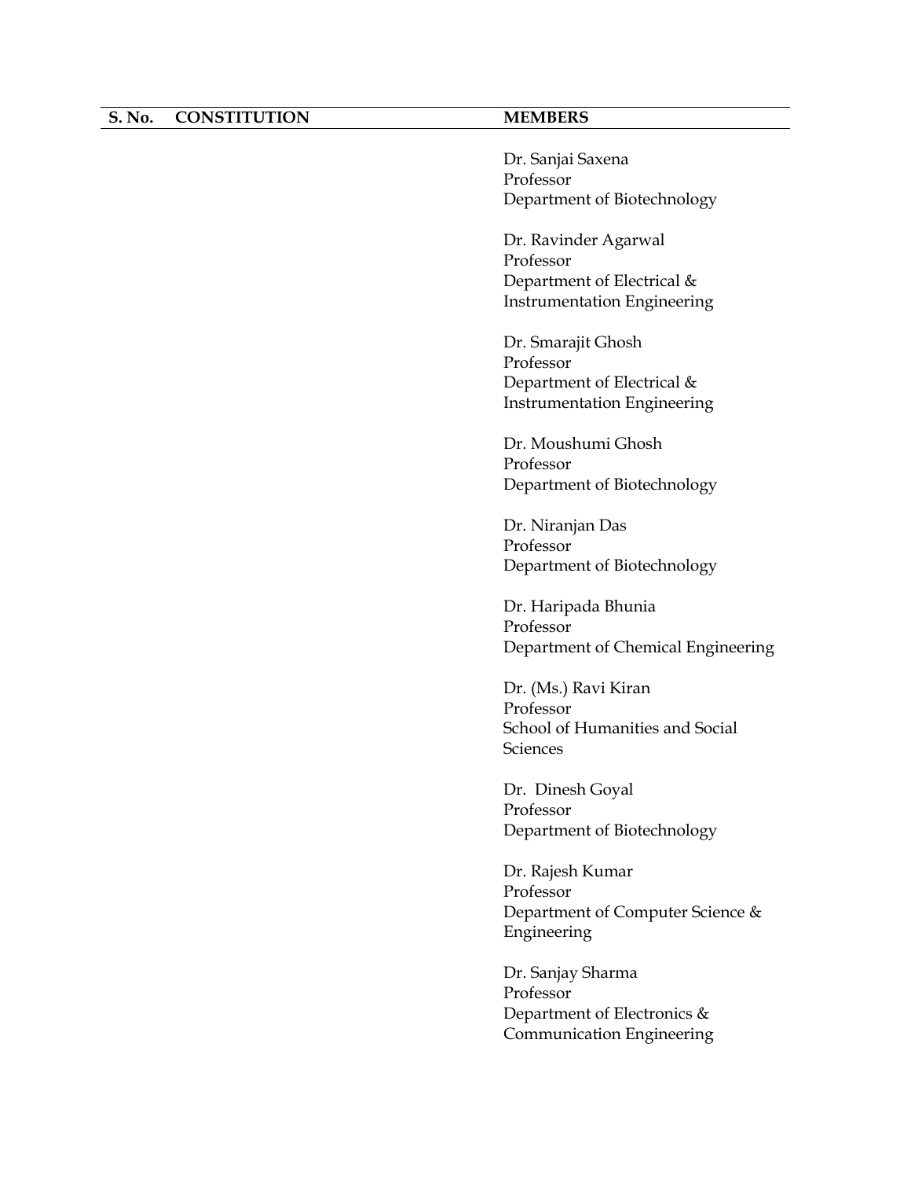| S. No. | CONSTITUTION | MEMBERS |
|---|---|---|
| | | Dr. Sanjai Saxena<br>Professor<br>Department of Biotechnology |
| | | Dr. Ravinder Agarwal<br>Professor<br>Department of Electrical & Instrumentation Engineering |
| | | Dr. Smarajit Ghosh<br>Professor<br>Department of Electrical & Instrumentation Engineering |
| | | Dr. Moushumi Ghosh<br>Professor<br>Department of Biotechnology |
| | | Dr. Niranjan Das<br>Professor<br>Department of Biotechnology |
| | | Dr. Haripada Bhunia<br>Professor<br>Department of Chemical Engineering |
| | | Dr. (Ms.) Ravi Kiran<br>Professor<br>School of Humanities and Social Sciences |
| | | Dr. Dinesh Goyal<br>Professor<br>Department of Biotechnology |
| | | Dr. Rajesh Kumar<br>Professor<br>Department of Computer Science & Engineering |
| | | Dr. Sanjay Sharma<br>Professor<br>Department of Electronics & Communication Engineering |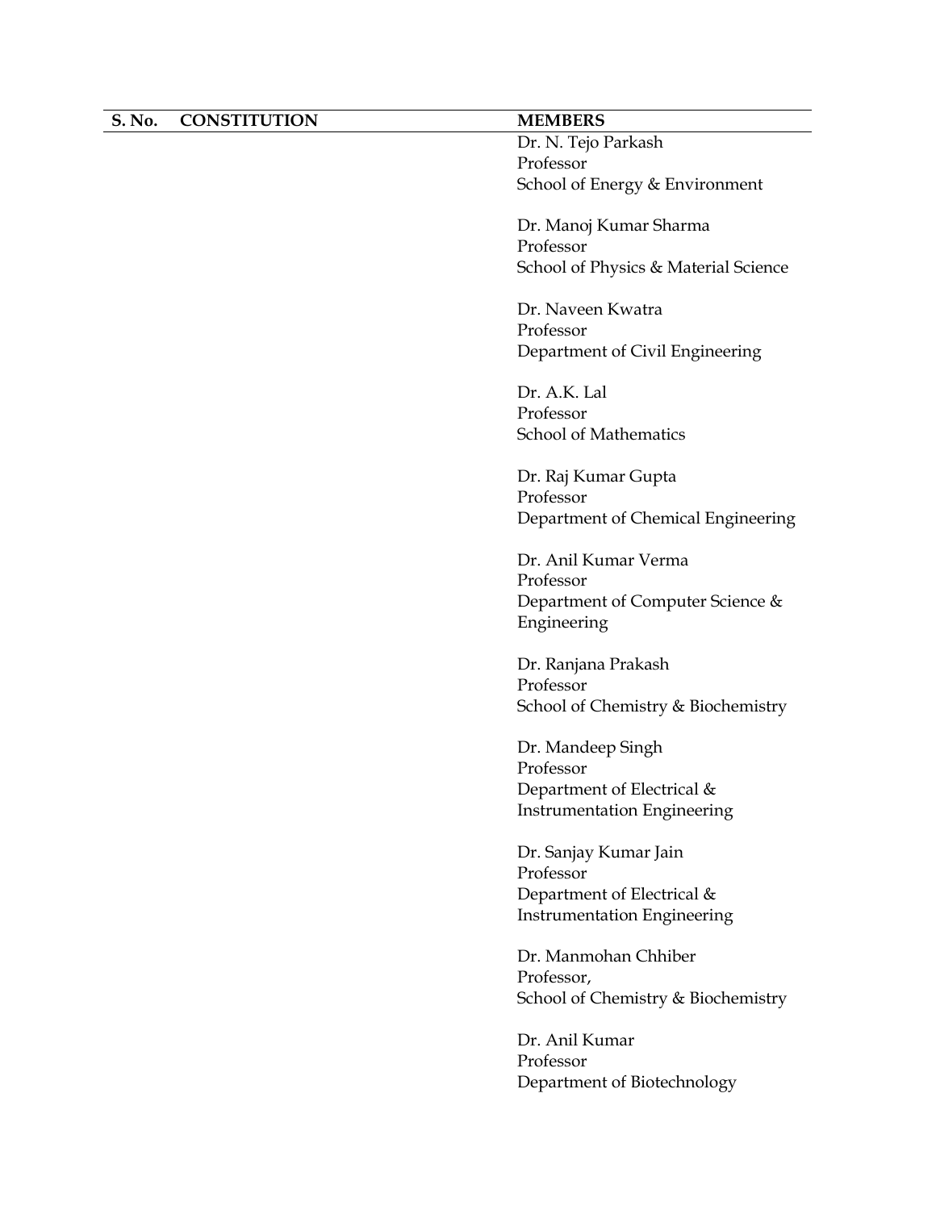| S. No. | CONSTITUTION | MEMBERS |
|---|---|---|
| | | Dr. N. Tejo Parkash<br>Professor<br>School of Energy & Environment |
| | | Dr. Manoj Kumar Sharma<br>Professor<br>School of Physics & Material Science |
| | | Dr. Naveen Kwatra<br>Professor<br>Department of Civil Engineering |
| | | Dr. A.K. Lal<br>Professor<br>School of Mathematics |
| | | Dr. Raj Kumar Gupta<br>Professor<br>Department of Chemical Engineering |
| | | Dr. Anil Kumar Verma<br>Professor<br>Department of Computer Science & Engineering |
| | | Dr. Ranjana Prakash<br>Professor<br>School of Chemistry & Biochemistry |
| | | Dr. Mandeep Singh<br>Professor<br>Department of Electrical & Instrumentation Engineering |
| | | Dr. Sanjay Kumar Jain<br>Professor<br>Department of Electrical & Instrumentation Engineering |
| | | Dr. Manmohan Chhiber<br>Professor,<br>School of Chemistry & Biochemistry |
| | | Dr. Anil Kumar<br>Professor<br>Department of Biotechnology |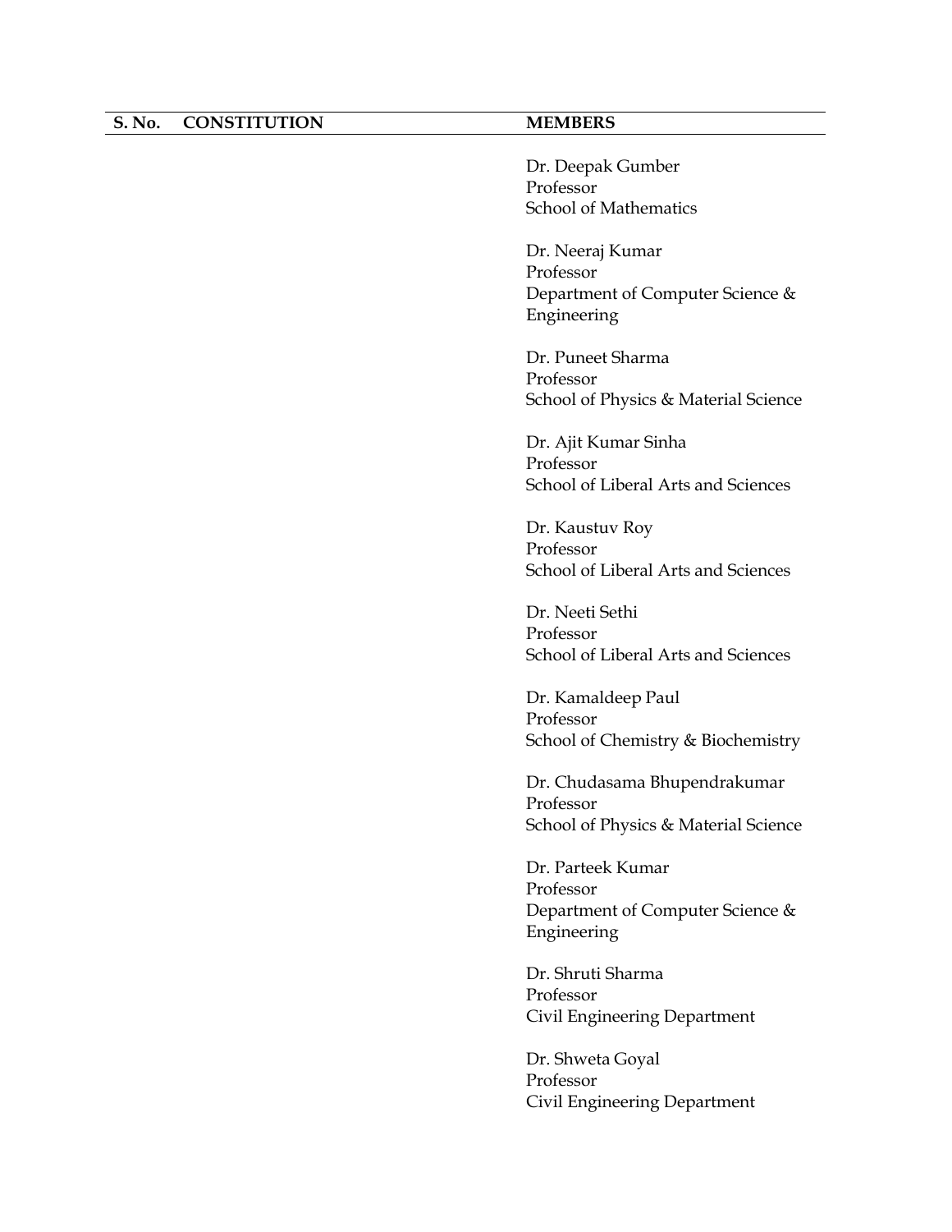| S. No. | CONSTITUTION | MEMBERS |
|---|---|---|
| | | Dr. Deepak Gumber<br>Professor<br>School of Mathematics |
| | | Dr. Neeraj Kumar<br>Professor<br>Department of Computer Science & Engineering |
| | | Dr. Puneet Sharma<br>Professor<br>School of Physics & Material Science |
| | | Dr. Ajit Kumar Sinha<br>Professor<br>School of Liberal Arts and Sciences |
| | | Dr. Kaustuv Roy<br>Professor<br>School of Liberal Arts and Sciences |
| | | Dr. Neeti Sethi<br>Professor<br>School of Liberal Arts and Sciences |
| | | Dr. Kamaldeep Paul<br>Professor<br>School of Chemistry & Biochemistry |
| | | Dr. Chudasama Bhupendrakumar<br>Professor<br>School of Physics & Material Science |
| | | Dr. Parteek Kumar<br>Professor<br>Department of Computer Science & Engineering |
| | | Dr. Shruti Sharma<br>Professor<br>Civil Engineering Department |
| | | Dr. Shweta Goyal<br>Professor<br>Civil Engineering Department |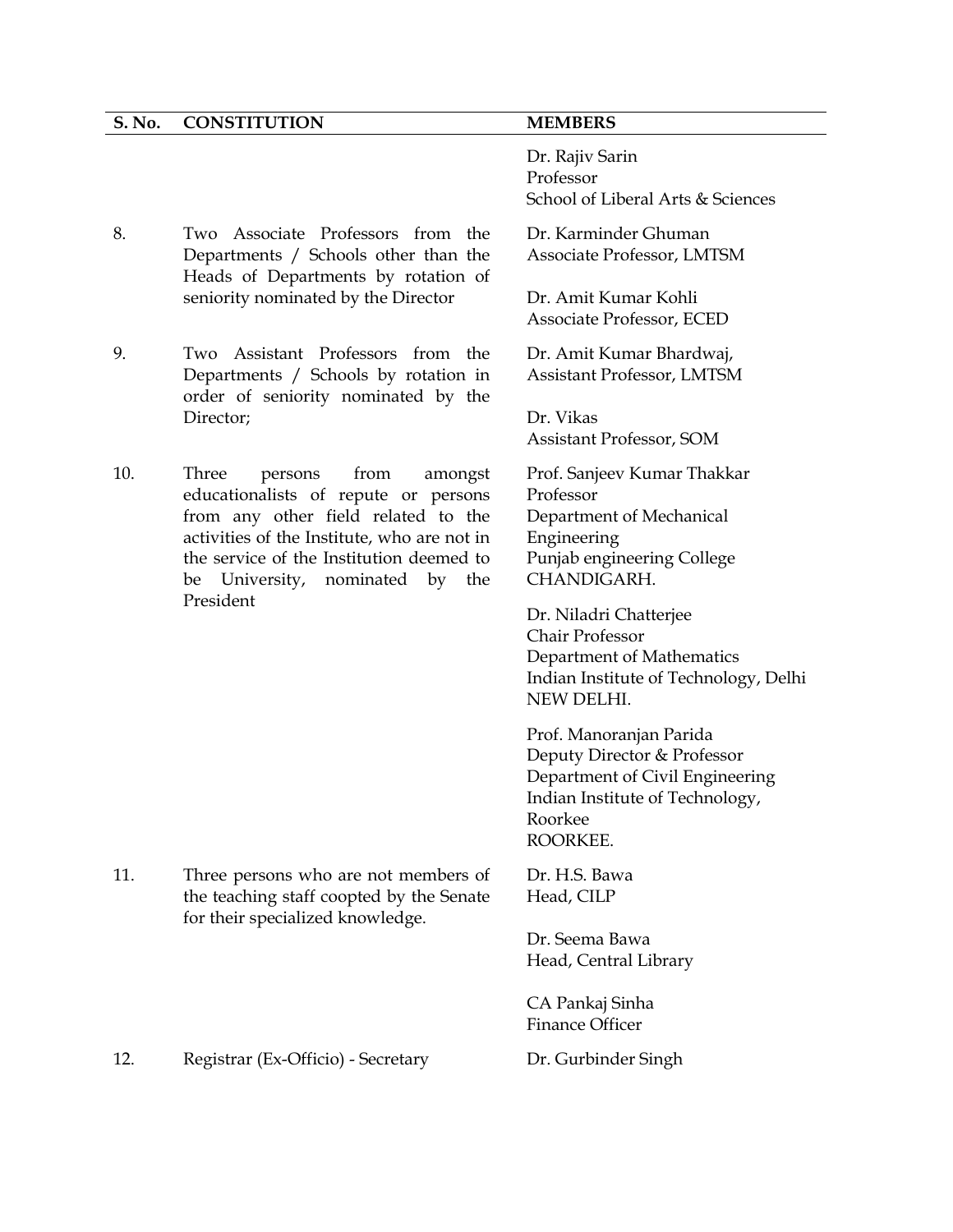| S. No. | CONSTITUTION | MEMBERS |
|---|---|---|
| | | Dr. Rajiv Sarin<br>Professor<br>School of Liberal Arts & Sciences |
| 8. | Two Associate Professors from the Departments / Schools other than the Heads of Departments by rotation of seniority nominated by the Director | Dr. Karminder Ghuman<br>Associate Professor, LMTSM<br><br>Dr. Amit Kumar Kohli<br>Associate Professor, ECED |
| 9. | Two Assistant Professors from the Departments / Schools by rotation in order of seniority nominated by the Director; | Dr. Amit Kumar Bhardwaj,<br>Assistant Professor, LMTSM<br><br>Dr. Vikas<br>Assistant Professor, SOM |
| 10. | Three persons from amongst educationalists of repute or persons from any other field related to the activities of the Institute, who are not in the service of the Institution deemed to be University, nominated by the President | Prof. Sanjeev Kumar Thakkar<br>Professor<br>Department of Mechanical Engineering<br>Punjab engineering College<br>CHANDIGARH.<br><br>Dr. Niladri Chatterjee<br>Chair Professor<br>Department of Mathematics<br>Indian Institute of Technology, Delhi<br>NEW DELHI.<br><br>Prof. Manoranjan Parida<br>Deputy Director & Professor<br>Department of Civil Engineering<br>Indian Institute of Technology, Roorkee<br>ROORKEE. |
| 11. | Three persons who are not members of the teaching staff coopted by the Senate for their specialized knowledge. | Dr. H.S. Bawa<br>Head, CILP<br><br>Dr. Seema Bawa<br>Head, Central Library<br><br>CA Pankaj Sinha<br>Finance Officer |
| 12. | Registrar (Ex-Officio) - Secretary | Dr. Gurbinder Singh |